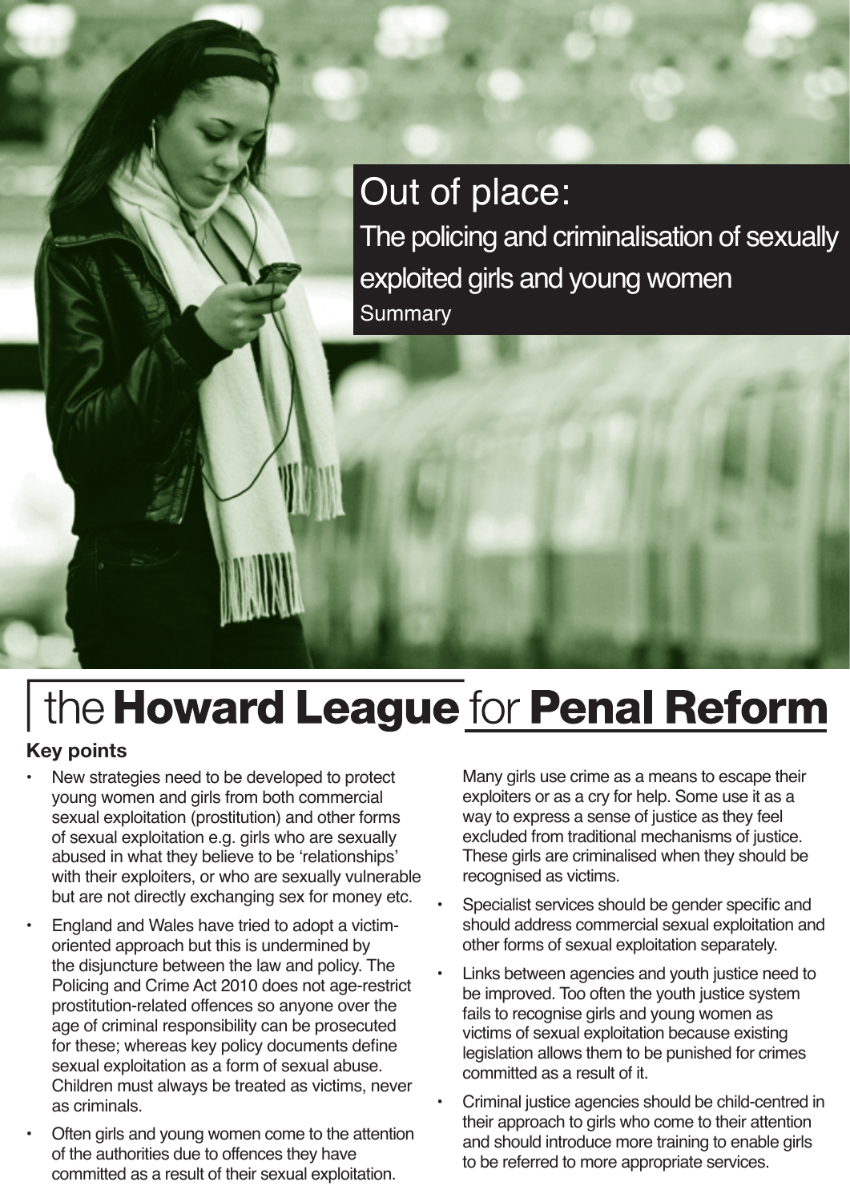# Out of place:

## The policing and criminalisation of sexually exploited girls and young women

Summary

the **Howard League** for **Penal Reform**

### Key points

- New strategies need to be developed to protect young women and girls from both commercial sexual exploitation (prostitution) and other forms of sexual exploitation e.g. girls who are sexually abused in what they believe to be 'relationships' with their exploiters, or who are sexually vulnerable but are not directly exchanging sex for money etc.
- England and Wales have tried to adopt a victim-oriented approach but this is undermined by the disjuncture between the law and policy. The Policing and Crime Act 2010 does not age-restrict prostitution-related offences so anyone over the age of criminal responsibility can be prosecuted for these; whereas key policy documents define sexual exploitation as a form of sexual abuse. Children must always be treated as victims, never as criminals.
- Often girls and young women come to the attention of the authorities due to offences they have committed as a result of their sexual exploitation. Many girls use crime as a means to escape their exploiters or as a cry for help. Some use it as a way to express a sense of justice as they feel excluded from traditional mechanisms of justice. These girls are criminalised when they should be recognised as victims.
- Specialist services should be gender specific and should address commercial sexual exploitation and other forms of sexual exploitation separately.
- Links between agencies and youth justice need to be improved. Too often the youth justice system fails to recognise girls and young women as victims of sexual exploitation because existing legislation allows them to be punished for crimes committed as a result of it.
- Criminal justice agencies should be child-centred in their approach to girls who come to their attention and should introduce more training to enable girls to be referred to more appropriate services.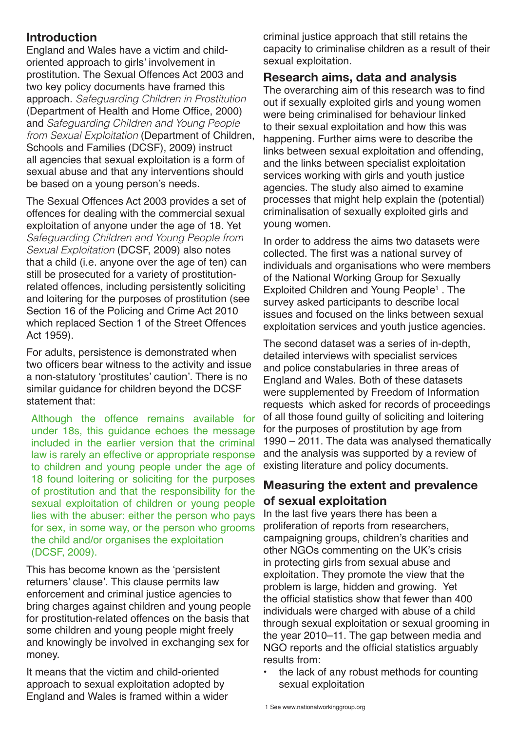## Introduction

England and Wales have a victim and child-oriented approach to girls' involvement in prostitution. The Sexual Offences Act 2003 and two key policy documents have framed this approach. *Safeguarding Children in Prostitution* (Department of Health and Home Office, 2000) and *Safeguarding Children and Young People from Sexual Exploitation* (Department of Children, Schools and Families (DCSF), 2009) instruct all agencies that sexual exploitation is a form of sexual abuse and that any interventions should be based on a young person's needs.

The Sexual Offences Act 2003 provides a set of offences for dealing with the commercial sexual exploitation of anyone under the age of 18. Yet *Safeguarding Children and Young People from Sexual Exploitation* (DCSF, 2009) also notes that a child (i.e. anyone over the age of ten) can still be prosecuted for a variety of prostitution-related offences, including persistently soliciting and loitering for the purposes of prostitution (see Section 16 of the Policing and Crime Act 2010 which replaced Section 1 of the Street Offences Act 1959).

For adults, persistence is demonstrated when two officers bear witness to the activity and issue a non-statutory 'prostitutes' caution'. There is no similar guidance for children beyond the DCSF statement that:

> Although the offence remains available for under 18s, this guidance echoes the message included in the earlier version that the criminal law is rarely an effective or appropriate response to children and young people under the age of 18 found loitering or soliciting for the purposes of prostitution and that the responsibility for the sexual exploitation of children or young people lies with the abuser: either the person who pays for sex, in some way, or the person who grooms the child and/or organises the exploitation (DCSF, 2009).

This has become known as the 'persistent returners' clause'. This clause permits law enforcement and criminal justice agencies to bring charges against children and young people for prostitution-related offences on the basis that some children and young people might freely and knowingly be involved in exchanging sex for money.

It means that the victim and child-oriented approach to sexual exploitation adopted by England and Wales is framed within a wider criminal justice approach that still retains the capacity to criminalise children as a result of their sexual exploitation.

## Research aims, data and analysis

The overarching aim of this research was to find out if sexually exploited girls and young women were being criminalised for behaviour linked to their sexual exploitation and how this was happening. Further aims were to describe the links between sexual exploitation and offending, and the links between specialist exploitation services working with girls and youth justice agencies. The study also aimed to examine processes that might help explain the (potential) criminalisation of sexually exploited girls and young women.

In order to address the aims two datasets were collected. The first was a national survey of individuals and organisations who were members of the National Working Group for Sexually Exploited Children and Young People[1] . The survey asked participants to describe local issues and focused on the links between sexual exploitation services and youth justice agencies.

The second dataset was a series of in-depth, detailed interviews with specialist services and police constabularies in three areas of England and Wales. Both of these datasets were supplemented by Freedom of Information requests which asked for records of proceedings of all those found guilty of soliciting and loitering for the purposes of prostitution by age from 1990 – 2011. The data was analysed thematically and the analysis was supported by a review of existing literature and policy documents.

## Measuring the extent and prevalence of sexual exploitation

In the last five years there has been a proliferation of reports from researchers, campaigning groups, children's charities and other NGOs commenting on the UK's crisis in protecting girls from sexual abuse and exploitation. They promote the view that the problem is large, hidden and growing. Yet the official statistics show that fewer than 400 individuals were charged with abuse of a child through sexual exploitation or sexual grooming in the year 2010–11. The gap between media and NGO reports and the official statistics arguably results from:

- the lack of any robust methods for counting sexual exploitation

1 See www.nationalworkinggroup.org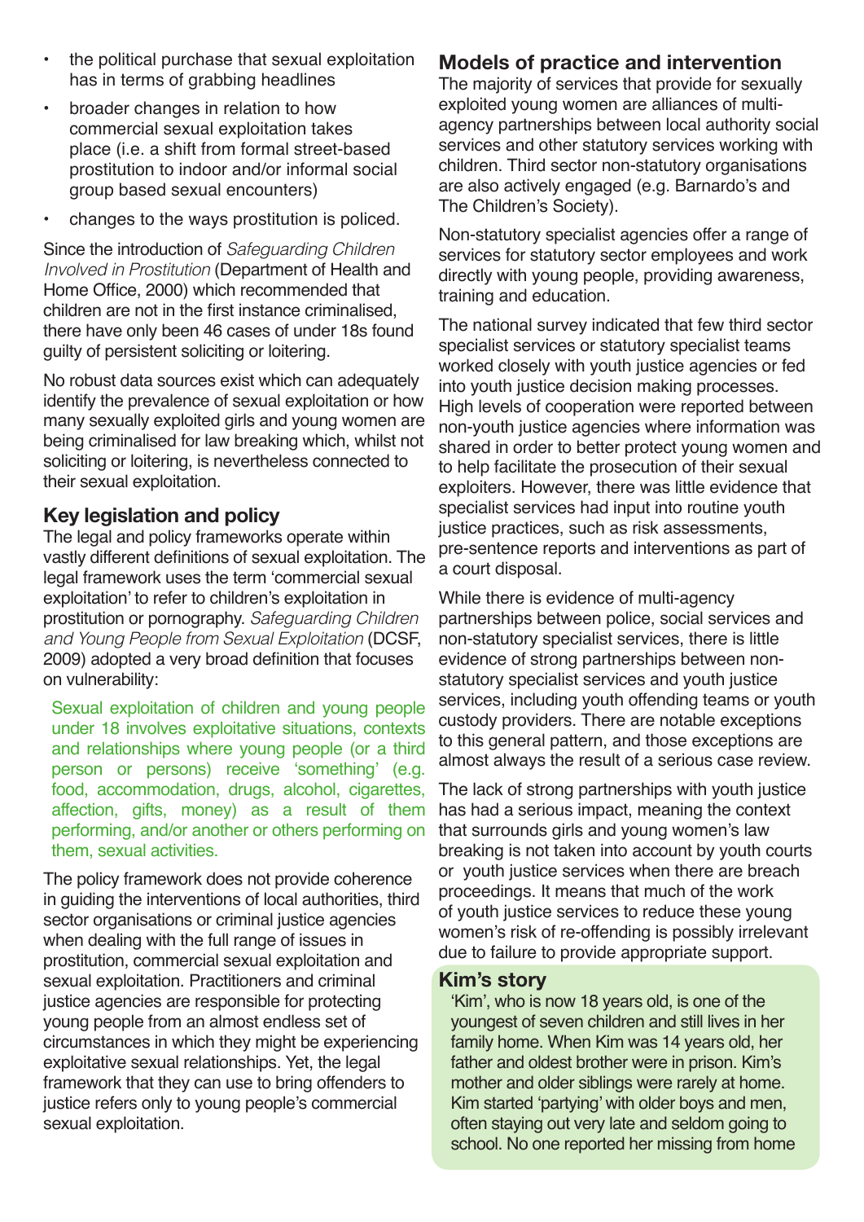- the political purchase that sexual exploitation has in terms of grabbing headlines
- broader changes in relation to how commercial sexual exploitation takes place (i.e. a shift from formal street-based prostitution to indoor and/or informal social group based sexual encounters)
- changes to the ways prostitution is policed.

Since the introduction of *Safeguarding Children Involved in Prostitution* (Department of Health and Home Office, 2000) which recommended that children are not in the first instance criminalised, there have only been 46 cases of under 18s found guilty of persistent soliciting or loitering.

No robust data sources exist which can adequately identify the prevalence of sexual exploitation or how many sexually exploited girls and young women are being criminalised for law breaking which, whilst not soliciting or loitering, is nevertheless connected to their sexual exploitation.

## Key legislation and policy

The legal and policy frameworks operate within vastly different definitions of sexual exploitation. The legal framework uses the term 'commercial sexual exploitation' to refer to children's exploitation in prostitution or pornography. *Safeguarding Children and Young People from Sexual Exploitation* (DCSF, 2009) adopted a very broad definition that focuses on vulnerability:

> Sexual exploitation of children and young people under 18 involves exploitative situations, contexts and relationships where young people (or a third person or persons) receive 'something' (e.g. food, accommodation, drugs, alcohol, cigarettes, affection, gifts, money) as a result of them performing, and/or another or others performing on them, sexual activities.

The policy framework does not provide coherence in guiding the interventions of local authorities, third sector organisations or criminal justice agencies when dealing with the full range of issues in prostitution, commercial sexual exploitation and sexual exploitation. Practitioners and criminal justice agencies are responsible for protecting young people from an almost endless set of circumstances in which they might be experiencing exploitative sexual relationships. Yet, the legal framework that they can use to bring offenders to justice refers only to young people's commercial sexual exploitation.

## Models of practice and intervention

The majority of services that provide for sexually exploited young women are alliances of multi-agency partnerships between local authority social services and other statutory services working with children. Third sector non-statutory organisations are also actively engaged (e.g. Barnardo's and The Children's Society).

Non-statutory specialist agencies offer a range of services for statutory sector employees and work directly with young people, providing awareness, training and education.

The national survey indicated that few third sector specialist services or statutory specialist teams worked closely with youth justice agencies or fed into youth justice decision making processes. High levels of cooperation were reported between non-youth justice agencies where information was shared in order to better protect young women and to help facilitate the prosecution of their sexual exploiters. However, there was little evidence that specialist services had input into routine youth justice practices, such as risk assessments, pre-sentence reports and interventions as part of a court disposal.

While there is evidence of multi-agency partnerships between police, social services and non-statutory specialist services, there is little evidence of strong partnerships between non-statutory specialist services and youth justice services, including youth offending teams or youth custody providers. There are notable exceptions to this general pattern, and those exceptions are almost always the result of a serious case review.

The lack of strong partnerships with youth justice has had a serious impact, meaning the context that surrounds girls and young women's law breaking is not taken into account by youth courts or youth justice services when there are breach proceedings. It means that much of the work of youth justice services to reduce these young women's risk of re-offending is possibly irrelevant due to failure to provide appropriate support.

### Kim's story

'Kim', who is now 18 years old, is one of the youngest of seven children and still lives in her family home. When Kim was 14 years old, her father and oldest brother were in prison. Kim's mother and older siblings were rarely at home. Kim started 'partying' with older boys and men, often staying out very late and seldom going to school. No one reported her missing from home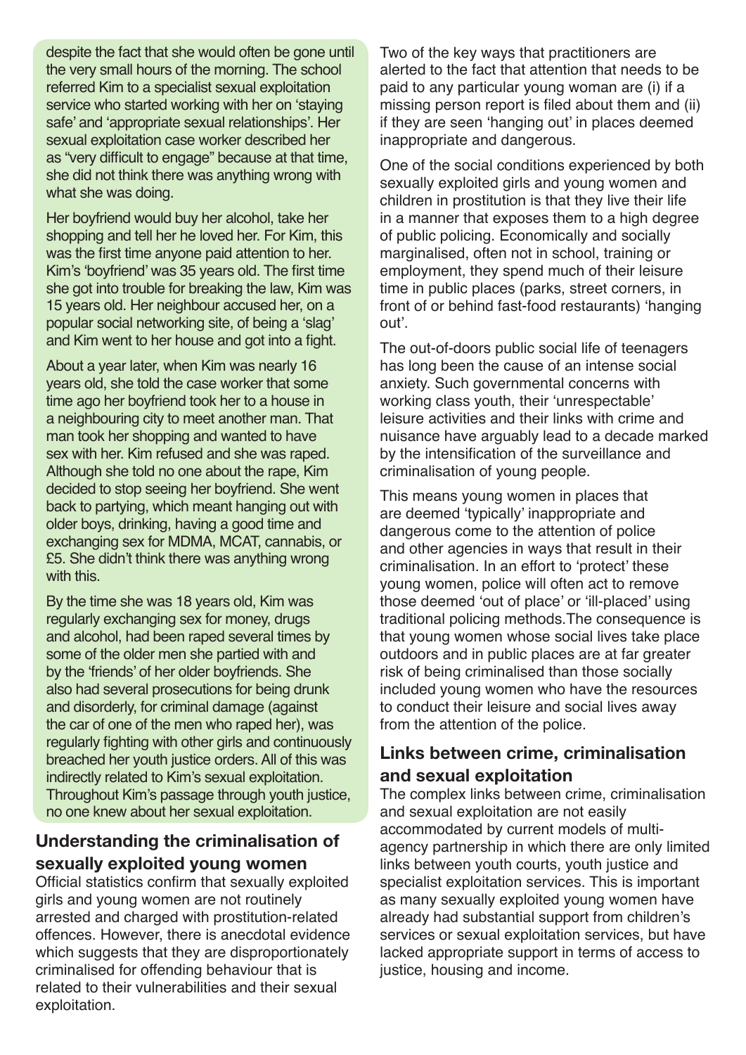despite the fact that she would often be gone until the very small hours of the morning. The school referred Kim to a specialist sexual exploitation service who started working with her on 'staying safe' and 'appropriate sexual relationships'. Her sexual exploitation case worker described her as "very difficult to engage" because at that time, she did not think there was anything wrong with what she was doing.

Her boyfriend would buy her alcohol, take her shopping and tell her he loved her. For Kim, this was the first time anyone paid attention to her. Kim's 'boyfriend' was 35 years old. The first time she got into trouble for breaking the law, Kim was 15 years old. Her neighbour accused her, on a popular social networking site, of being a 'slag' and Kim went to her house and got into a fight.

About a year later, when Kim was nearly 16 years old, she told the case worker that some time ago her boyfriend took her to a house in a neighbouring city to meet another man. That man took her shopping and wanted to have sex with her. Kim refused and she was raped. Although she told no one about the rape, Kim decided to stop seeing her boyfriend. She went back to partying, which meant hanging out with older boys, drinking, having a good time and exchanging sex for MDMA, MCAT, cannabis, or £5. She didn't think there was anything wrong with this.

By the time she was 18 years old, Kim was regularly exchanging sex for money, drugs and alcohol, had been raped several times by some of the older men she partied with and by the 'friends' of her older boyfriends. She also had several prosecutions for being drunk and disorderly, for criminal damage (against the car of one of the men who raped her), was regularly fighting with other girls and continuously breached her youth justice orders. All of this was indirectly related to Kim's sexual exploitation. Throughout Kim's passage through youth justice, no one knew about her sexual exploitation.

## Understanding the criminalisation of sexually exploited young women

Official statistics confirm that sexually exploited girls and young women are not routinely arrested and charged with prostitution-related offences. However, there is anecdotal evidence which suggests that they are disproportionately criminalised for offending behaviour that is related to their vulnerabilities and their sexual exploitation.

Two of the key ways that practitioners are alerted to the fact that attention that needs to be paid to any particular young woman are (i) if a missing person report is filed about them and (ii) if they are seen 'hanging out' in places deemed inappropriate and dangerous.

One of the social conditions experienced by both sexually exploited girls and young women and children in prostitution is that they live their life in a manner that exposes them to a high degree of public policing. Economically and socially marginalised, often not in school, training or employment, they spend much of their leisure time in public places (parks, street corners, in front of or behind fast-food restaurants) 'hanging out'.

The out-of-doors public social life of teenagers has long been the cause of an intense social anxiety. Such governmental concerns with working class youth, their 'unrespectable' leisure activities and their links with crime and nuisance have arguably lead to a decade marked by the intensification of the surveillance and criminalisation of young people.

This means young women in places that are deemed 'typically' inappropriate and dangerous come to the attention of police and other agencies in ways that result in their criminalisation. In an effort to 'protect' these young women, police will often act to remove those deemed 'out of place' or 'ill-placed' using traditional policing methods.The consequence is that young women whose social lives take place outdoors and in public places are at far greater risk of being criminalised than those socially included young women who have the resources to conduct their leisure and social lives away from the attention of the police.

## Links between crime, criminalisation and sexual exploitation

The complex links between crime, criminalisation and sexual exploitation are not easily accommodated by current models of multi-agency partnership in which there are only limited links between youth courts, youth justice and specialist exploitation services. This is important as many sexually exploited young women have already had substantial support from children's services or sexual exploitation services, but have lacked appropriate support in terms of access to justice, housing and income.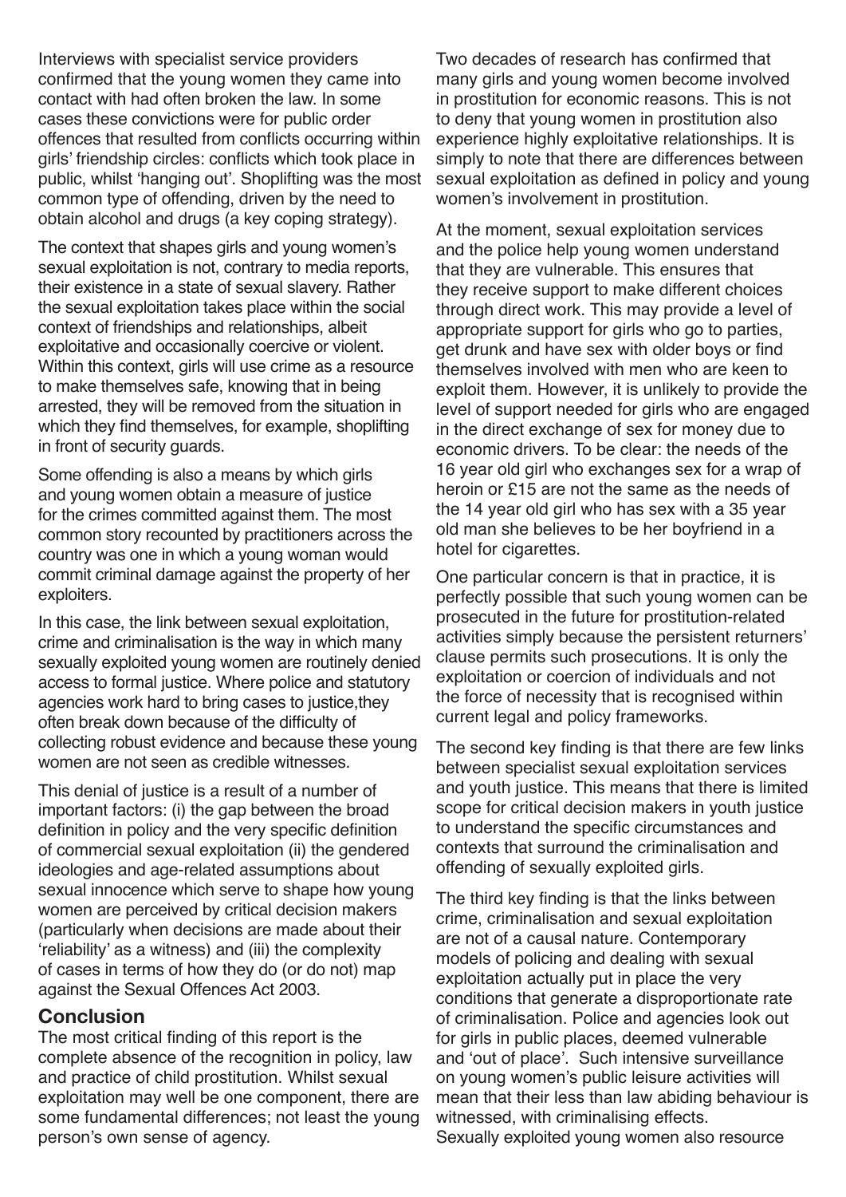Interviews with specialist service providers confirmed that the young women they came into contact with had often broken the law. In some cases these convictions were for public order offences that resulted from conflicts occurring within girls' friendship circles: conflicts which took place in public, whilst 'hanging out'. Shoplifting was the most common type of offending, driven by the need to obtain alcohol and drugs (a key coping strategy).

The context that shapes girls and young women's sexual exploitation is not, contrary to media reports, their existence in a state of sexual slavery. Rather the sexual exploitation takes place within the social context of friendships and relationships, albeit exploitative and occasionally coercive or violent. Within this context, girls will use crime as a resource to make themselves safe, knowing that in being arrested, they will be removed from the situation in which they find themselves, for example, shoplifting in front of security guards.

Some offending is also a means by which girls and young women obtain a measure of justice for the crimes committed against them. The most common story recounted by practitioners across the country was one in which a young woman would commit criminal damage against the property of her exploiters.

In this case, the link between sexual exploitation, crime and criminalisation is the way in which many sexually exploited young women are routinely denied access to formal justice. Where police and statutory agencies work hard to bring cases to justice,they often break down because of the difficulty of collecting robust evidence and because these young women are not seen as credible witnesses.

This denial of justice is a result of a number of important factors: (i) the gap between the broad definition in policy and the very specific definition of commercial sexual exploitation (ii) the gendered ideologies and age-related assumptions about sexual innocence which serve to shape how young women are perceived by critical decision makers (particularly when decisions are made about their 'reliability' as a witness) and (iii) the complexity of cases in terms of how they do (or do not) map against the Sexual Offences Act 2003.

## Conclusion

The most critical finding of this report is the complete absence of the recognition in policy, law and practice of child prostitution. Whilst sexual exploitation may well be one component, there are some fundamental differences; not least the young person's own sense of agency.

Two decades of research has confirmed that many girls and young women become involved in prostitution for economic reasons. This is not to deny that young women in prostitution also experience highly exploitative relationships. It is simply to note that there are differences between sexual exploitation as defined in policy and young women's involvement in prostitution.

At the moment, sexual exploitation services and the police help young women understand that they are vulnerable. This ensures that they receive support to make different choices through direct work. This may provide a level of appropriate support for girls who go to parties, get drunk and have sex with older boys or find themselves involved with men who are keen to exploit them. However, it is unlikely to provide the level of support needed for girls who are engaged in the direct exchange of sex for money due to economic drivers. To be clear: the needs of the 16 year old girl who exchanges sex for a wrap of heroin or £15 are not the same as the needs of the 14 year old girl who has sex with a 35 year old man she believes to be her boyfriend in a hotel for cigarettes.

One particular concern is that in practice, it is perfectly possible that such young women can be prosecuted in the future for prostitution-related activities simply because the persistent returners' clause permits such prosecutions. It is only the exploitation or coercion of individuals and not the force of necessity that is recognised within current legal and policy frameworks.

The second key finding is that there are few links between specialist sexual exploitation services and youth justice. This means that there is limited scope for critical decision makers in youth justice to understand the specific circumstances and contexts that surround the criminalisation and offending of sexually exploited girls.

The third key finding is that the links between crime, criminalisation and sexual exploitation are not of a causal nature. Contemporary models of policing and dealing with sexual exploitation actually put in place the very conditions that generate a disproportionate rate of criminalisation. Police and agencies look out for girls in public places, deemed vulnerable and 'out of place'. Such intensive surveillance on young women's public leisure activities will mean that their less than law abiding behaviour is witnessed, with criminalising effects.
Sexually exploited young women also resource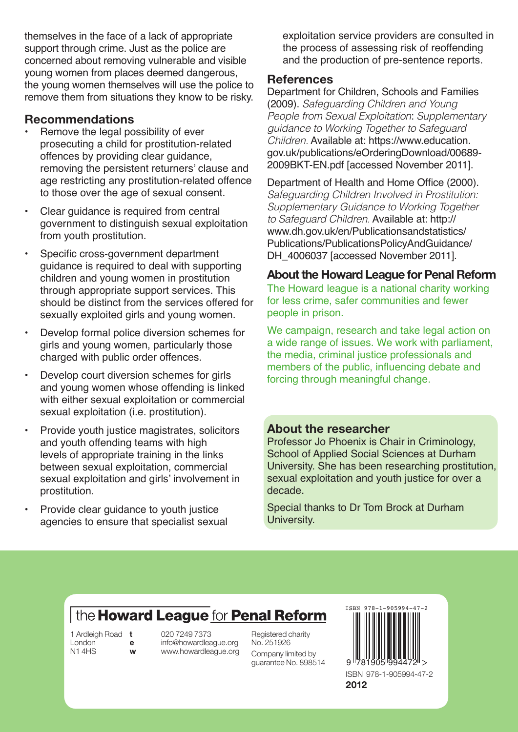themselves in the face of a lack of appropriate support through crime. Just as the police are concerned about removing vulnerable and visible young women from places deemed dangerous, the young women themselves will use the police to remove them from situations they know to be risky.

## Recommendations

- Remove the legal possibility of ever prosecuting a child for prostitution-related offences by providing clear guidance, removing the persistent returners' clause and age restricting any prostitution-related offence to those over the age of sexual consent.
- Clear guidance is required from central government to distinguish sexual exploitation from youth prostitution.
- Specific cross-government department guidance is required to deal with supporting children and young women in prostitution through appropriate support services. This should be distinct from the services offered for sexually exploited girls and young women.
- Develop formal police diversion schemes for girls and young women, particularly those charged with public order offences.
- Develop court diversion schemes for girls and young women whose offending is linked with either sexual exploitation or commercial sexual exploitation (i.e. prostitution).
- Provide youth justice magistrates, solicitors and youth offending teams with high levels of appropriate training in the links between sexual exploitation, commercial sexual exploitation and girls' involvement in prostitution.
- Provide clear guidance to youth justice agencies to ensure that specialist sexual exploitation service providers are consulted in the process of assessing risk of reoffending and the production of pre-sentence reports.

## References

Department for Children, Schools and Families (2009). *Safeguarding Children and Young People from Sexual Exploitation*: *Supplementary guidance to Working Together to Safeguard Children.* Available at: https://www.education.gov.uk/publications/eOrderingDownload/00689-2009BKT-EN.pdf [accessed November 2011].

Department of Health and Home Office (2000). *Safeguarding Children Involved in Prostitution: Supplementary Guidance to Working Together to Safeguard Children.* Available at: http://www.dh.gov.uk/en/Publicationsandstatistics/Publications/PublicationsPolicyAndGuidance/DH_4006037 [accessed November 2011].

## About the Howard League for Penal Reform

The Howard league is a national charity working for less crime, safer communities and fewer people in prison.

We campaign, research and take legal action on a wide range of issues. We work with parliament, the media, criminal justice professionals and members of the public, influencing debate and forcing through meaningful change.

## About the researcher

Professor Jo Phoenix is Chair in Criminology, School of Applied Social Sciences at Durham University. She has been researching prostitution, sexual exploitation and youth justice for over a decade.

Special thanks to Dr Tom Brock at Durham University.

the **Howard League** for **Penal Reform**

1 Ardleigh Road
London
N1 4HS

**t** 020 7249 7373
**e** info@howardleague.org
**w** www.howardleague.org

Registered charity No. 251926

Company limited by guarantee No. 898514

ISBN 978-1-905994-47-2

**2012**